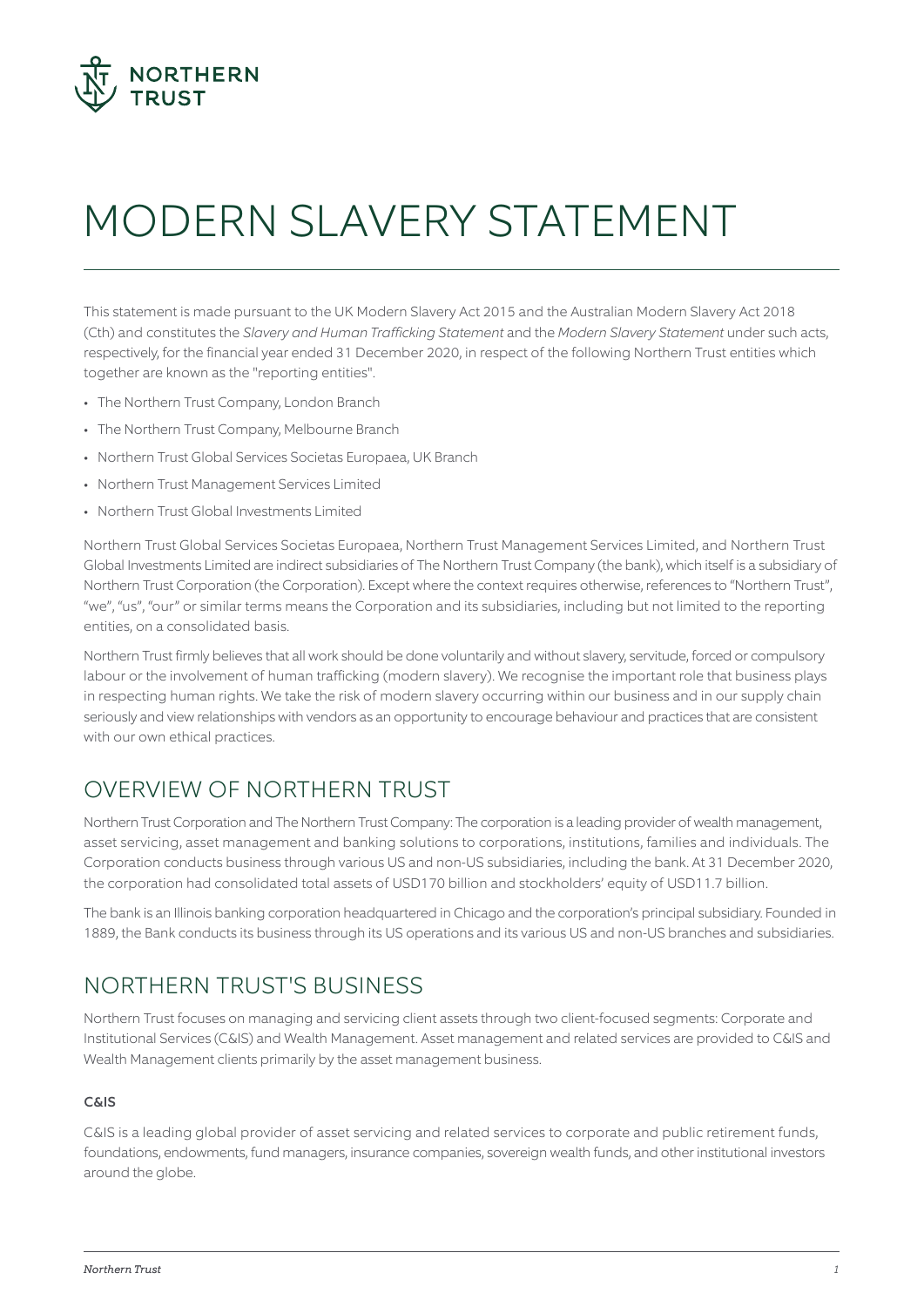# MODERN SLAVERY STATEMENT

This statement is made pursuant to the UK Modern Slavery Act 2015 and the Australian Modern Slavery Act 2018 (Cth) and constitutes the *Slavery and Human Trafficking Statement* and the *Modern Slavery Statement* under such acts, respectively, for the financial year ended 31 December 2020, in respect of the following Northern Trust entities which together are known as the "reporting entities".

- The Northern Trust Company, London Branch
- The Northern Trust Company, Melbourne Branch
- Northern Trust Global Services Societas Europaea, UK Branch
- Northern Trust Management Services Limited
- Northern Trust Global Investments Limited

Northern Trust Global Services Societas Europaea, Northern Trust Management Services Limited, and Northern Trust Global Investments Limited are indirect subsidiaries of The Northern Trust Company (the bank), which itself is a subsidiary of Northern Trust Corporation (the Corporation). Except where the context requires otherwise, references to "Northern Trust", "we", "us", "our" or similar terms means the Corporation and its subsidiaries, including but not limited to the reporting entities, on a consolidated basis.

Northern Trust firmly believes that all work should be done voluntarily and without slavery, servitude, forced or compulsory labour or the involvement of human trafficking (modern slavery). We recognise the important role that business plays in respecting human rights. We take the risk of modern slavery occurring within our business and in our supply chain seriously and view relationships with vendors as an opportunity to encourage behaviour and practices that are consistent with our own ethical practices.

## OVERVIEW OF NORTHERN TRUST

Northern Trust Corporation and The Northern Trust Company: The corporation is a leading provider of wealth management, asset servicing, asset management and banking solutions to corporations, institutions, families and individuals. The Corporation conducts business through various US and non-US subsidiaries, including the bank. At 31 December 2020, the corporation had consolidated total assets of USD170 billion and stockholders' equity of USD11.7 billion.

The bank is an Illinois banking corporation headquartered in Chicago and the corporation's principal subsidiary. Founded in 1889, the Bank conducts its business through its US operations and its various US and non-US branches and subsidiaries.

## NORTHERN TRUST'S BUSINESS

Northern Trust focuses on managing and servicing client assets through two client-focused segments: Corporate and Institutional Services (C&IS) and Wealth Management. Asset management and related services are provided to C&IS and Wealth Management clients primarily by the asset management business.

### C&IS

C&IS is a leading global provider of asset servicing and related services to corporate and public retirement funds, foundations, endowments, fund managers, insurance companies, sovereign wealth funds, and other institutional investors around the globe.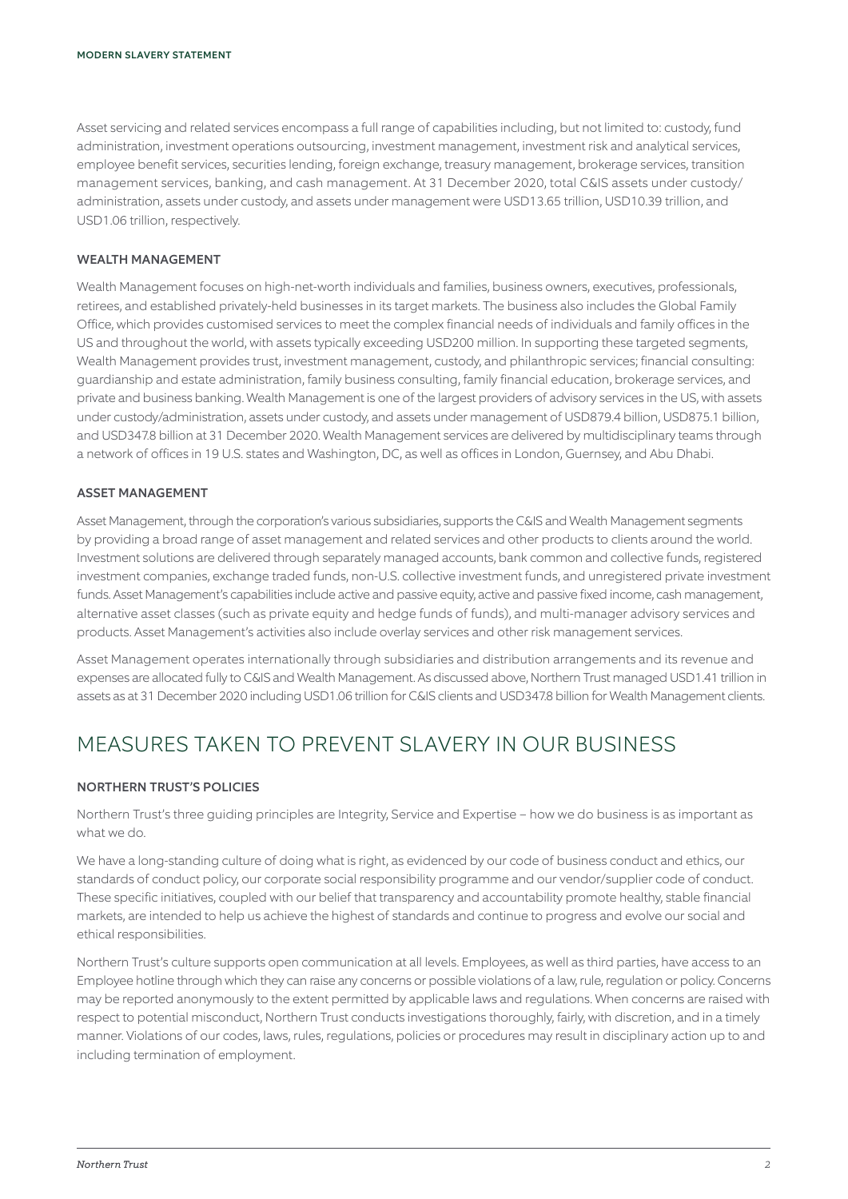Asset servicing and related services encompass a full range of capabilities including, but not limited to: custody, fund administration, investment operations outsourcing, investment management, investment risk and analytical services, employee benefit services, securities lending, foreign exchange, treasury management, brokerage services, transition management services, banking, and cash management. At 31 December 2020, total C&IS assets under custody/administration, assets under custody, and assets under management were USD13.65 trillion, USD10.39 trillion, and USD1.06 trillion, respectively.

### WEALTH MANAGEMENT

Wealth Management focuses on high-net-worth individuals and families, business owners, executives, professionals, retirees, and established privately-held businesses in its target markets. The business also includes the Global Family Office, which provides customised services to meet the complex financial needs of individuals and family offices in the US and throughout the world, with assets typically exceeding USD200 million. In supporting these targeted segments, Wealth Management provides trust, investment management, custody, and philanthropic services; financial consulting: guardianship and estate administration, family business consulting, family financial education, brokerage services, and private and business banking. Wealth Management is one of the largest providers of advisory services in the US, with assets under custody/administration, assets under custody, and assets under management of USD879.4 billion, USD875.1 billion, and USD347.8 billion at 31 December 2020. Wealth Management services are delivered by multidisciplinary teams through a network of offices in 19 U.S. states and Washington, DC, as well as offices in London, Guernsey, and Abu Dhabi.

### ASSET MANAGEMENT

Asset Management, through the corporation's various subsidiaries, supports the C&IS and Wealth Management segments by providing a broad range of asset management and related services and other products to clients around the world. Investment solutions are delivered through separately managed accounts, bank common and collective funds, registered investment companies, exchange traded funds, non-U.S. collective investment funds, and unregistered private investment funds. Asset Management's capabilities include active and passive equity, active and passive fixed income, cash management, alternative asset classes (such as private equity and hedge funds of funds), and multi-manager advisory services and products. Asset Management's activities also include overlay services and other risk management services.

Asset Management operates internationally through subsidiaries and distribution arrangements and its revenue and expenses are allocated fully to C&IS and Wealth Management. As discussed above, Northern Trust managed USD1.41 trillion in assets as at 31 December 2020 including USD1.06 trillion for C&IS clients and USD347.8 billion for Wealth Management clients.

## MEASURES TAKEN TO PREVENT SLAVERY IN OUR BUSINESS

### NORTHERN TRUST'S POLICIES

Northern Trust's three guiding principles are Integrity, Service and Expertise – how we do business is as important as what we do.

We have a long-standing culture of doing what is right, as evidenced by our code of business conduct and ethics, our standards of conduct policy, our corporate social responsibility programme and our vendor/supplier code of conduct. These specific initiatives, coupled with our belief that transparency and accountability promote healthy, stable financial markets, are intended to help us achieve the highest of standards and continue to progress and evolve our social and ethical responsibilities.

Northern Trust's culture supports open communication at all levels. Employees, as well as third parties, have access to an Employee hotline through which they can raise any concerns or possible violations of a law, rule, regulation or policy. Concerns may be reported anonymously to the extent permitted by applicable laws and regulations. When concerns are raised with respect to potential misconduct, Northern Trust conducts investigations thoroughly, fairly, with discretion, and in a timely manner. Violations of our codes, laws, rules, regulations, policies or procedures may result in disciplinary action up to and including termination of employment.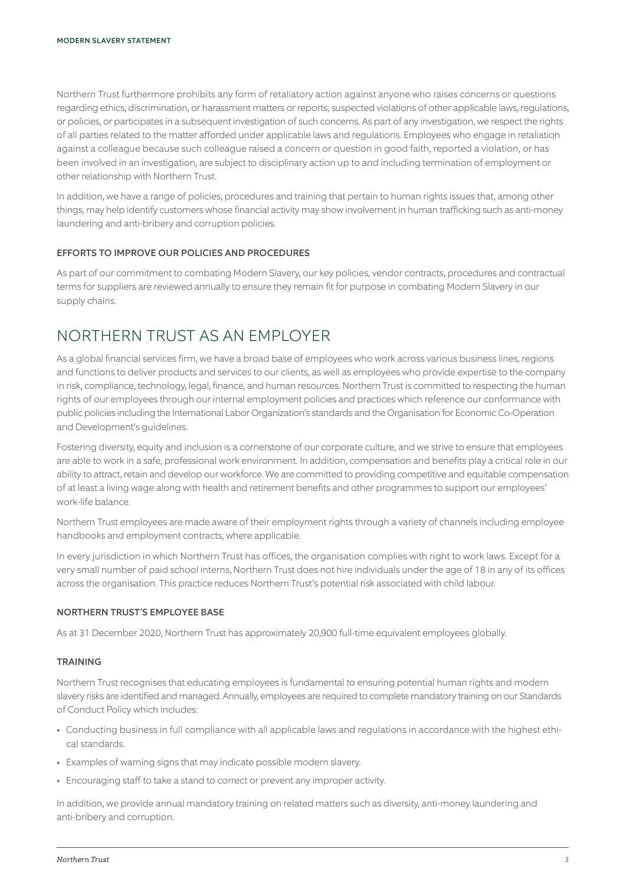Northern Trust furthermore prohibits any form of retaliatory action against anyone who raises concerns or questions regarding ethics, discrimination, or harassment matters or reports, suspected violations of other applicable laws, regulations, or policies, or participates in a subsequent investigation of such concerns. As part of any investigation, we respect the rights of all parties related to the matter afforded under applicable laws and regulations. Employees who engage in retaliation against a colleague because such colleague raised a concern or question in good faith, reported a violation, or has been involved in an investigation, are subject to disciplinary action up to and including termination of employment or other relationship with Northern Trust.

In addition, we have a range of policies, procedures and training that pertain to human rights issues that, among other things, may help identify customers whose financial activity may show involvement in human trafficking such as anti-money laundering and anti-bribery and corruption policies.

### EFFORTS TO IMPROVE OUR POLICIES AND PROCEDURES

As part of our commitment to combating Modern Slavery, our key policies, vendor contracts, procedures and contractual terms for suppliers are reviewed annually to ensure they remain fit for purpose in combating Modern Slavery in our supply chains.

## NORTHERN TRUST AS AN EMPLOYER

As a global financial services firm, we have a broad base of employees who work across various business lines, regions and functions to deliver products and services to our clients, as well as employees who provide expertise to the company in risk, compliance, technology, legal, finance, and human resources. Northern Trust is committed to respecting the human rights of our employees through our internal employment policies and practices which reference our conformance with public policies including the International Labor Organization's standards and the Organisation for Economic Co-Operation and Development's guidelines.

Fostering diversity, equity and inclusion is a cornerstone of our corporate culture, and we strive to ensure that employees are able to work in a safe, professional work environment. In addition, compensation and benefits play a critical role in our ability to attract, retain and develop our workforce. We are committed to providing competitive and equitable compensation of at least a living wage along with health and retirement benefits and other programmes to support our employees' work-life balance.

Northern Trust employees are made aware of their employment rights through a variety of channels including employee handbooks and employment contracts, where applicable.

In every jurisdiction in which Northern Trust has offices, the organisation complies with right to work laws. Except for a very small number of paid school interns, Northern Trust does not hire individuals under the age of 18 in any of its offices across the organisation. This practice reduces Northern Trust's potential risk associated with child labour.

### NORTHERN TRUST'S EMPLOYEE BASE

As at 31 December 2020, Northern Trust has approximately 20,900 full-time equivalent employees globally.

### TRAINING

Northern Trust recognises that educating employees is fundamental to ensuring potential human rights and modern slavery risks are identified and managed. Annually, employees are required to complete mandatory training on our Standards of Conduct Policy which includes:

- Conducting business in full compliance with all applicable laws and regulations in accordance with the highest ethical standards.
- Examples of warning signs that may indicate possible modern slavery.
- Encouraging staff to take a stand to correct or prevent any improper activity.

In addition, we provide annual mandatory training on related matters such as diversity, anti-money laundering and anti-bribery and corruption.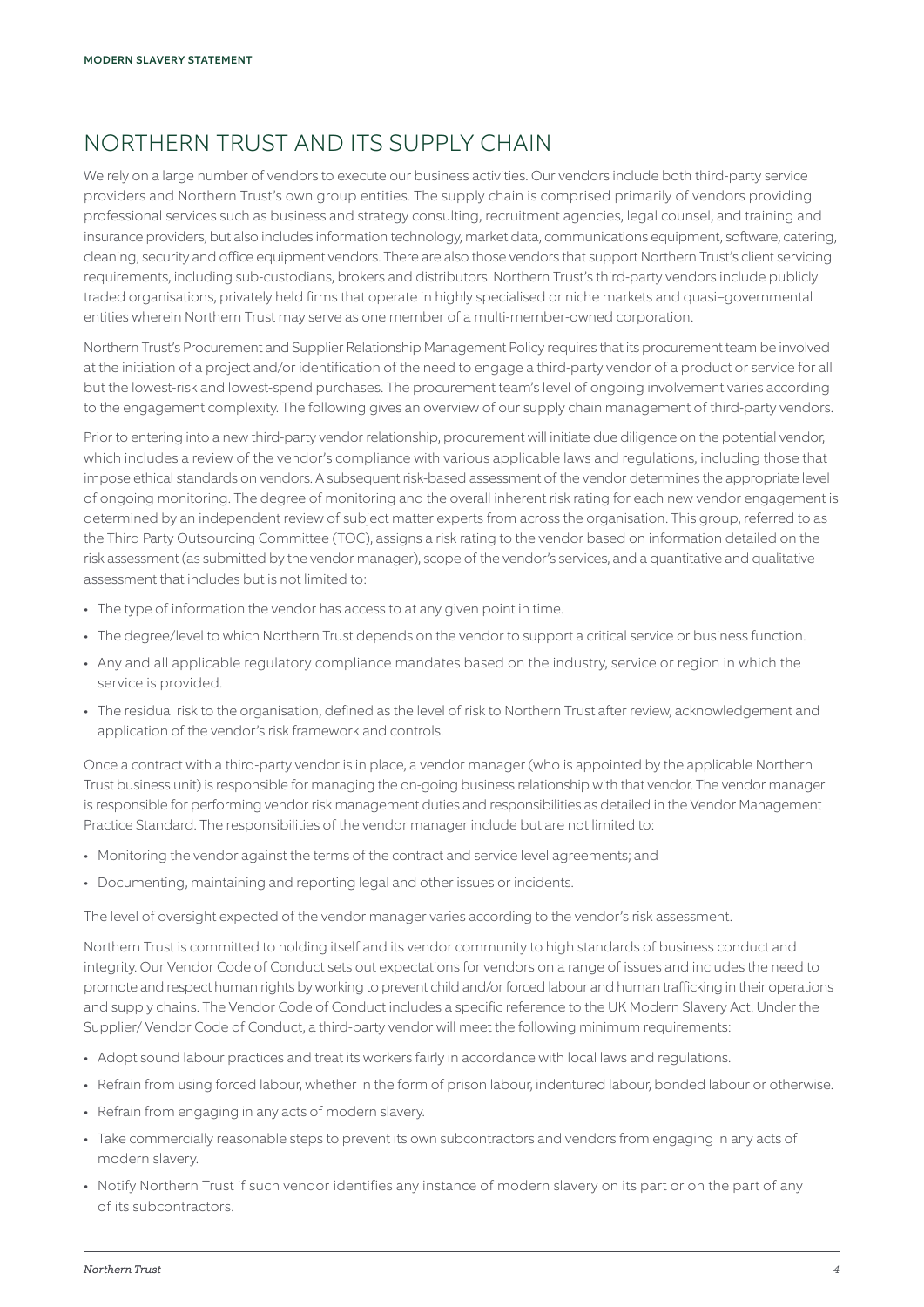## NORTHERN TRUST AND ITS SUPPLY CHAIN

We rely on a large number of vendors to execute our business activities. Our vendors include both third-party service providers and Northern Trust's own group entities. The supply chain is comprised primarily of vendors providing professional services such as business and strategy consulting, recruitment agencies, legal counsel, and training and insurance providers, but also includes information technology, market data, communications equipment, software, catering, cleaning, security and office equipment vendors. There are also those vendors that support Northern Trust's client servicing requirements, including sub-custodians, brokers and distributors. Northern Trust's third-party vendors include publicly traded organisations, privately held firms that operate in highly specialised or niche markets and quasi–governmental entities wherein Northern Trust may serve as one member of a multi-member-owned corporation.

Northern Trust's Procurement and Supplier Relationship Management Policy requires that its procurement team be involved at the initiation of a project and/or identification of the need to engage a third-party vendor of a product or service for all but the lowest-risk and lowest-spend purchases. The procurement team's level of ongoing involvement varies according to the engagement complexity. The following gives an overview of our supply chain management of third-party vendors.

Prior to entering into a new third-party vendor relationship, procurement will initiate due diligence on the potential vendor, which includes a review of the vendor's compliance with various applicable laws and regulations, including those that impose ethical standards on vendors. A subsequent risk-based assessment of the vendor determines the appropriate level of ongoing monitoring. The degree of monitoring and the overall inherent risk rating for each new vendor engagement is determined by an independent review of subject matter experts from across the organisation. This group, referred to as the Third Party Outsourcing Committee (TOC), assigns a risk rating to the vendor based on information detailed on the risk assessment (as submitted by the vendor manager), scope of the vendor's services, and a quantitative and qualitative assessment that includes but is not limited to:

- The type of information the vendor has access to at any given point in time.
- The degree/level to which Northern Trust depends on the vendor to support a critical service or business function.
- Any and all applicable regulatory compliance mandates based on the industry, service or region in which the service is provided.
- The residual risk to the organisation, defined as the level of risk to Northern Trust after review, acknowledgement and application of the vendor's risk framework and controls.

Once a contract with a third-party vendor is in place, a vendor manager (who is appointed by the applicable Northern Trust business unit) is responsible for managing the on-going business relationship with that vendor. The vendor manager is responsible for performing vendor risk management duties and responsibilities as detailed in the Vendor Management Practice Standard. The responsibilities of the vendor manager include but are not limited to:

- Monitoring the vendor against the terms of the contract and service level agreements; and
- Documenting, maintaining and reporting legal and other issues or incidents.

The level of oversight expected of the vendor manager varies according to the vendor's risk assessment.

Northern Trust is committed to holding itself and its vendor community to high standards of business conduct and integrity. Our Vendor Code of Conduct sets out expectations for vendors on a range of issues and includes the need to promote and respect human rights by working to prevent child and/or forced labour and human trafficking in their operations and supply chains. The Vendor Code of Conduct includes a specific reference to the UK Modern Slavery Act. Under the Supplier/ Vendor Code of Conduct, a third-party vendor will meet the following minimum requirements:

- Adopt sound labour practices and treat its workers fairly in accordance with local laws and regulations.
- Refrain from using forced labour, whether in the form of prison labour, indentured labour, bonded labour or otherwise.
- Refrain from engaging in any acts of modern slavery.
- Take commercially reasonable steps to prevent its own subcontractors and vendors from engaging in any acts of modern slavery.
- Notify Northern Trust if such vendor identifies any instance of modern slavery on its part or on the part of any of its subcontractors.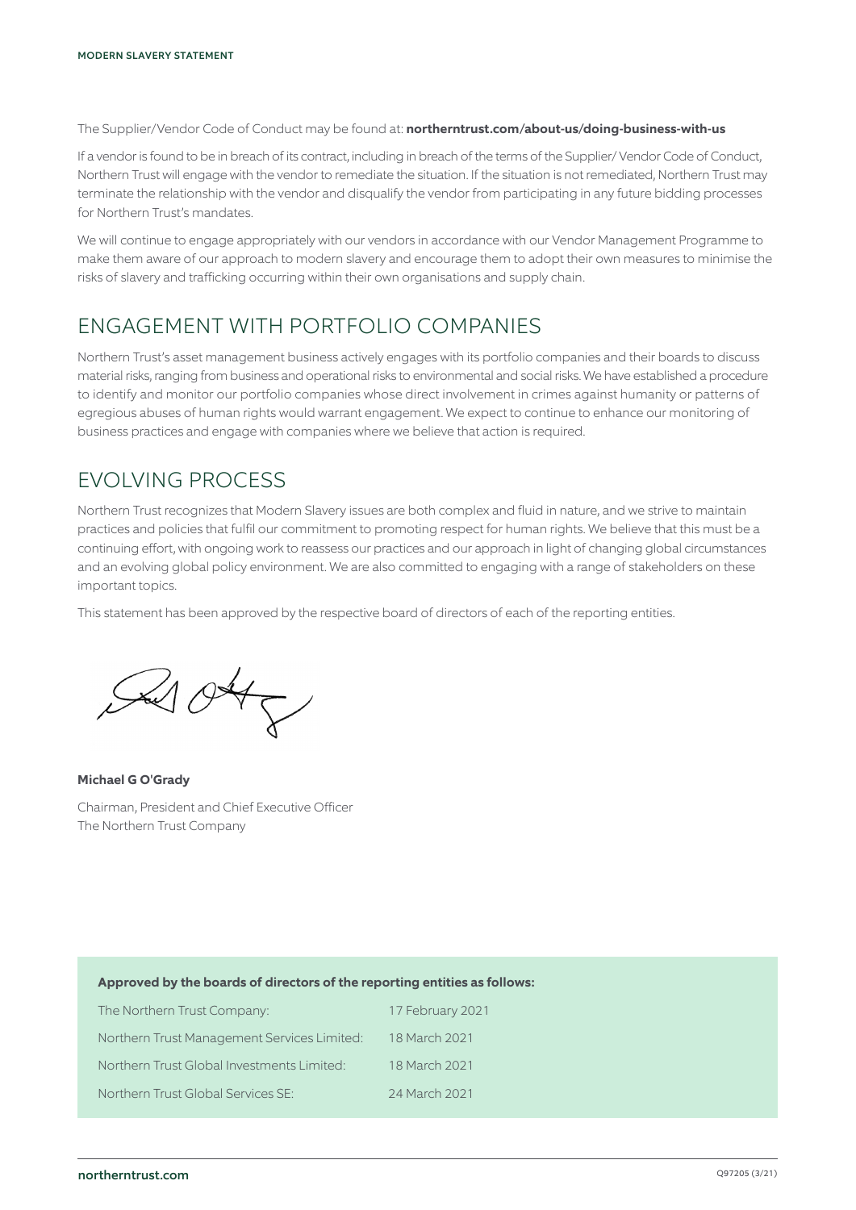The Supplier/Vendor Code of Conduct may be found at: **northerntrust.com/about-us/doing-business-with-us**

If a vendor is found to be in breach of its contract, including in breach of the terms of the Supplier/ Vendor Code of Conduct, Northern Trust will engage with the vendor to remediate the situation. If the situation is not remediated, Northern Trust may terminate the relationship with the vendor and disqualify the vendor from participating in any future bidding processes for Northern Trust's mandates.

We will continue to engage appropriately with our vendors in accordance with our Vendor Management Programme to make them aware of our approach to modern slavery and encourage them to adopt their own measures to minimise the risks of slavery and trafficking occurring within their own organisations and supply chain.

## ENGAGEMENT WITH PORTFOLIO COMPANIES

Northern Trust's asset management business actively engages with its portfolio companies and their boards to discuss material risks, ranging from business and operational risks to environmental and social risks. We have established a procedure to identify and monitor our portfolio companies whose direct involvement in crimes against humanity or patterns of egregious abuses of human rights would warrant engagement. We expect to continue to enhance our monitoring of business practices and engage with companies where we believe that action is required.

## EVOLVING PROCESS

Northern Trust recognizes that Modern Slavery issues are both complex and fluid in nature, and we strive to maintain practices and policies that fulfil our commitment to promoting respect for human rights. We believe that this must be a continuing effort, with ongoing work to reassess our practices and our approach in light of changing global circumstances and an evolving global policy environment. We are also committed to engaging with a range of stakeholders on these important topics.

This statement has been approved by the respective board of directors of each of the reporting entities.

**Michael G O'Grady**

Chairman, President and Chief Executive Officer
The Northern Trust Company

**Approved by the boards of directors of the reporting entities as follows:**

| | |
|---|---|
| The Northern Trust Company: | 17 February 2021 |
| Northern Trust Management Services Limited: | 18 March 2021 |
| Northern Trust Global Investments Limited: | 18 March 2021 |
| Northern Trust Global Services SE: | 24 March 2021 |

Q97205 (3/21)